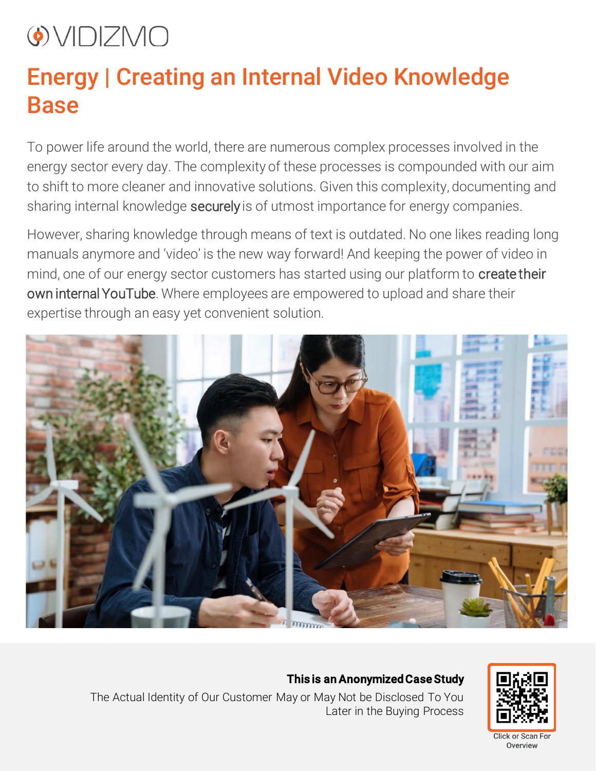VIDIZMO

# Energy | Creating an Internal Video Knowledge Base

To power life around the world, there are numerous complex processes involved in the energy sector every day. The complexity of these processes is compounded with our aim to shift to more cleaner and innovative solutions. Given this complexity, documenting and sharing internal knowledge **securely** is of utmost importance for energy companies.

However, sharing knowledge through means of text is outdated. No one likes reading long manuals anymore and 'video' is the new way forward! And keeping the power of video in mind, one of our energy sector customers has started using our platform to **create their own internal YouTube**. Where employees are empowered to upload and share their expertise through an easy yet convenient solution.

**This is an Anonymized Case Study**

The Actual Identity of Our Customer May or May Not be Disclosed To You Later in the Buying Process

Click or Scan For Overview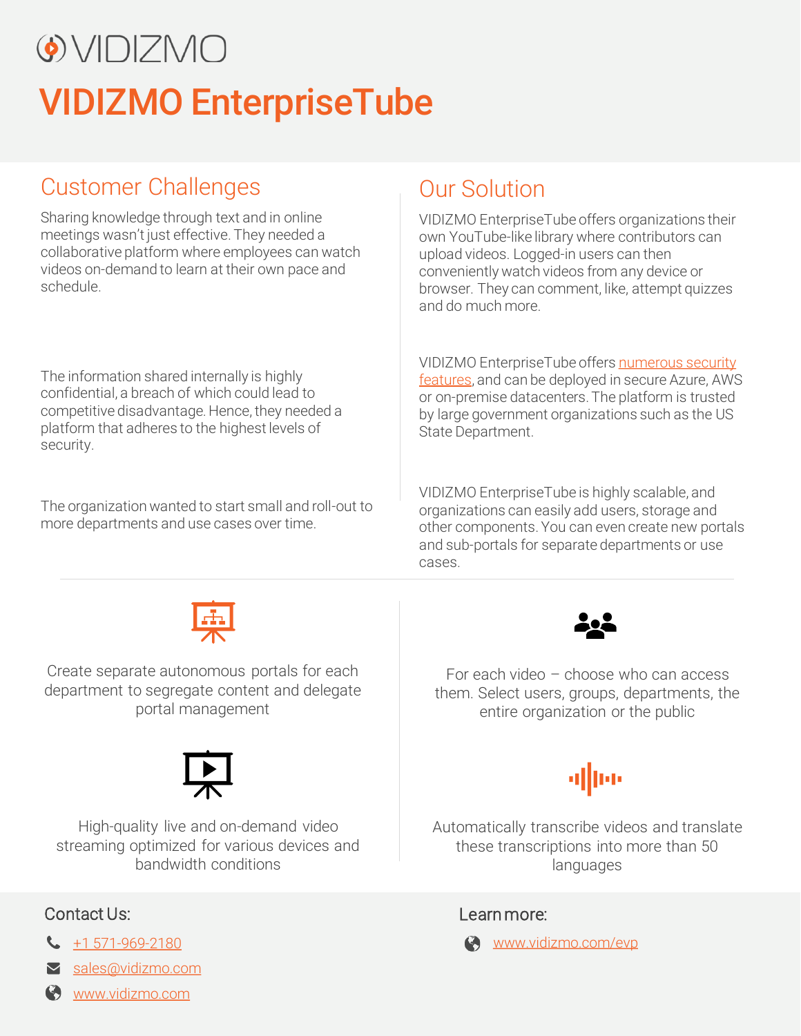VIDIZMO

# VIDIZMO EnterpriseTube

## Customer Challenges

Sharing knowledge through text and in online meetings wasn't just effective. They needed a collaborative platform where employees can watch videos on-demand to learn at their own pace and schedule.

The information shared internally is highly confidential, a breach of which could lead to competitive disadvantage. Hence, they needed a platform that adheres to the highest levels of security.

The organization wanted to start small and roll-out to more departments and use cases over time.

## Our Solution

VIDIZMO EnterpriseTube offers organizations their own YouTube-like library where contributors can upload videos. Logged-in users can then conveniently watch videos from any device or browser. They can comment, like, attempt quizzes and do much more.

VIDIZMO EnterpriseTube offers numerous security features, and can be deployed in secure Azure, AWS or on-premise datacenters. The platform is trusted by large government organizations such as the US State Department.

VIDIZMO EnterpriseTube is highly scalable, and organizations can easily add users, storage and other components. You can even create new portals and sub-portals for separate departments or use cases.

---

Create separate autonomous portals for each department to segregate content and delegate portal management

For each video – choose who can access them. Select users, groups, departments, the entire organization or the public

High-quality live and on-demand video streaming optimized for various devices and bandwidth conditions

Automatically transcribe videos and translate these transcriptions into more than 50 languages

### Contact Us:

- +1 571-969-2180
- sales@vidizmo.com
- www.vidizmo.com

### Learn more:

- www.vidizmo.com/evp